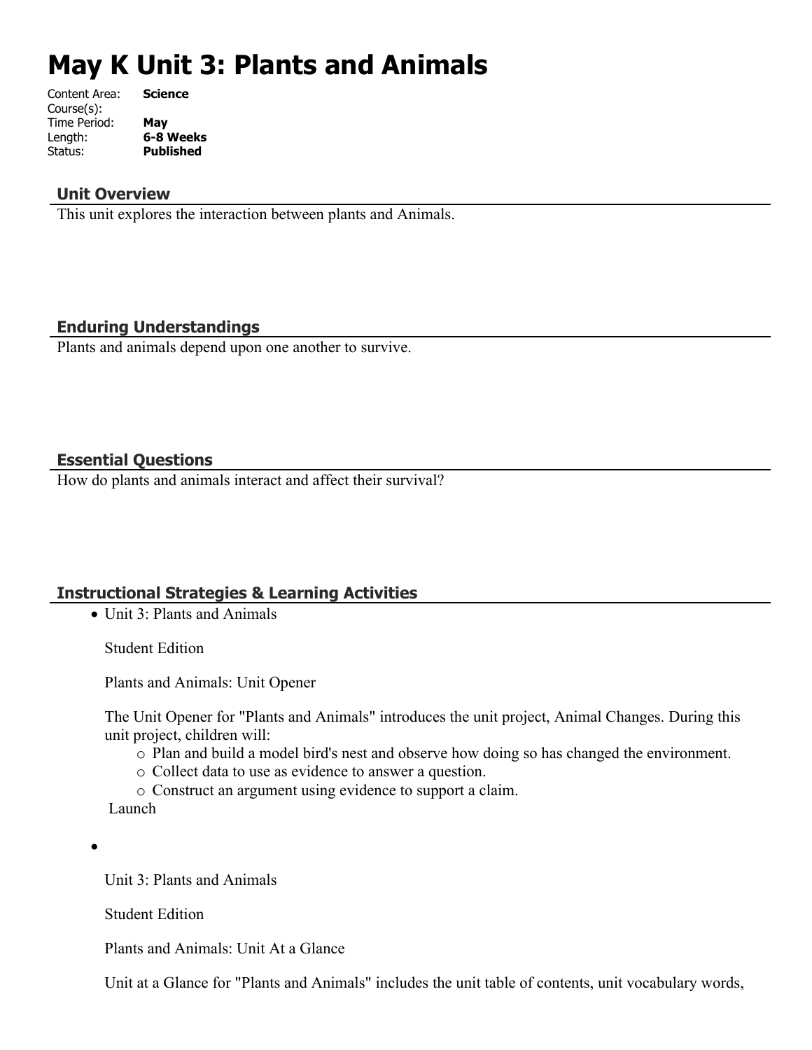# May K Unit 3: Plants and Animals

Content Area: **Science**
Course(s):
Time Period: **May**
Length: **6-8 Weeks**
Status: **Published**

## Unit Overview

This unit explores the interaction between plants and Animals.

## Enduring Understandings

Plants and animals depend upon one another to survive.

## Essential Questions

How do plants and animals interact and affect their survival?

## Instructional Strategies & Learning Activities

- Unit 3: Plants and Animals

  Student Edition

  Plants and Animals: Unit Opener

  The Unit Opener for "Plants and Animals" introduces the unit project, Animal Changes. During this unit project, children will:
  - Plan and build a model bird's nest and observe how doing so has changed the environment.
  - Collect data to use as evidence to answer a question.
  - Construct an argument using evidence to support a claim.

  Launch

- Unit 3: Plants and Animals

  Student Edition

  Plants and Animals: Unit At a Glance

  Unit at a Glance for "Plants and Animals" includes the unit table of contents, unit vocabulary words,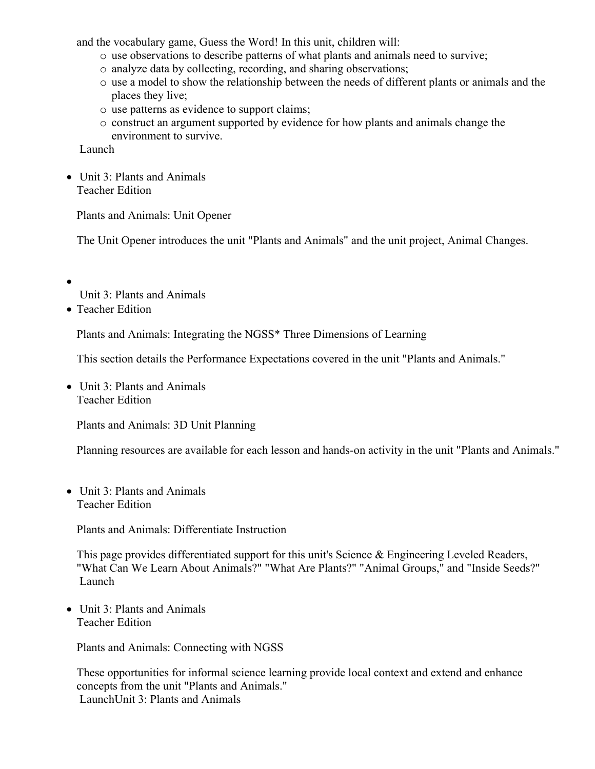and the vocabulary game, Guess the Word! In this unit, children will:

- use observations to describe patterns of what plants and animals need to survive;
- analyze data by collecting, recording, and sharing observations;
- use a model to show the relationship between the needs of different plants or animals and the places they live;
- use patterns as evidence to support claims;
- construct an argument supported by evidence for how plants and animals change the environment to survive.

Launch

- Unit 3: Plants and Animals
  Teacher Edition

  Plants and Animals: Unit Opener

  The Unit Opener introduces the unit "Plants and Animals" and the unit project, Animal Changes.

- Unit 3: Plants and Animals
- Teacher Edition

  Plants and Animals: Integrating the NGSS* Three Dimensions of Learning

  This section details the Performance Expectations covered in the unit "Plants and Animals."

- Unit 3: Plants and Animals
  Teacher Edition

  Plants and Animals: 3D Unit Planning

  Planning resources are available for each lesson and hands-on activity in the unit "Plants and Animals."

- Unit 3: Plants and Animals
  Teacher Edition

  Plants and Animals: Differentiate Instruction

  This page provides differentiated support for this unit's Science & Engineering Leveled Readers, "What Can We Learn About Animals?" "What Are Plants?" "Animal Groups," and "Inside Seeds?"
  Launch

- Unit 3: Plants and Animals
  Teacher Edition

  Plants and Animals: Connecting with NGSS

  These opportunities for informal science learning provide local context and extend and enhance concepts from the unit "Plants and Animals."
  LaunchUnit 3: Plants and Animals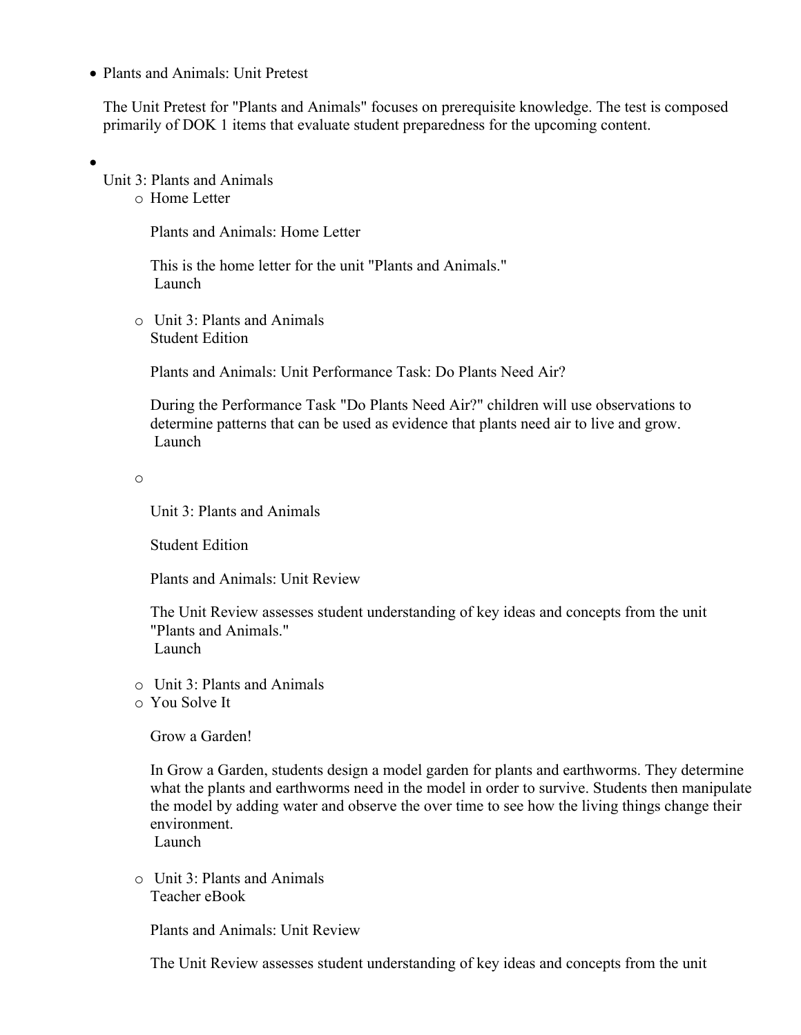- Plants and Animals: Unit Pretest

  The Unit Pretest for "Plants and Animals" focuses on prerequisite knowledge. The test is composed primarily of DOK 1 items that evaluate student preparedness for the upcoming content.

- Unit 3: Plants and Animals
  - Home Letter

    Plants and Animals: Home Letter

    This is the home letter for the unit "Plants and Animals."
    Launch

  - Unit 3: Plants and Animals
    Student Edition

    Plants and Animals: Unit Performance Task: Do Plants Need Air?

    During the Performance Task "Do Plants Need Air?" children will use observations to determine patterns that can be used as evidence that plants need air to live and grow.
    Launch

  - Unit 3: Plants and Animals

    Student Edition

    Plants and Animals: Unit Review

    The Unit Review assesses student understanding of key ideas and concepts from the unit "Plants and Animals."
    Launch

  - Unit 3: Plants and Animals
  - You Solve It

    Grow a Garden!

    In Grow a Garden, students design a model garden for plants and earthworms. They determine what the plants and earthworms need in the model in order to survive. Students then manipulate the model by adding water and observe the over time to see how the living things change their environment.
    Launch

  - Unit 3: Plants and Animals
    Teacher eBook

    Plants and Animals: Unit Review

    The Unit Review assesses student understanding of key ideas and concepts from the unit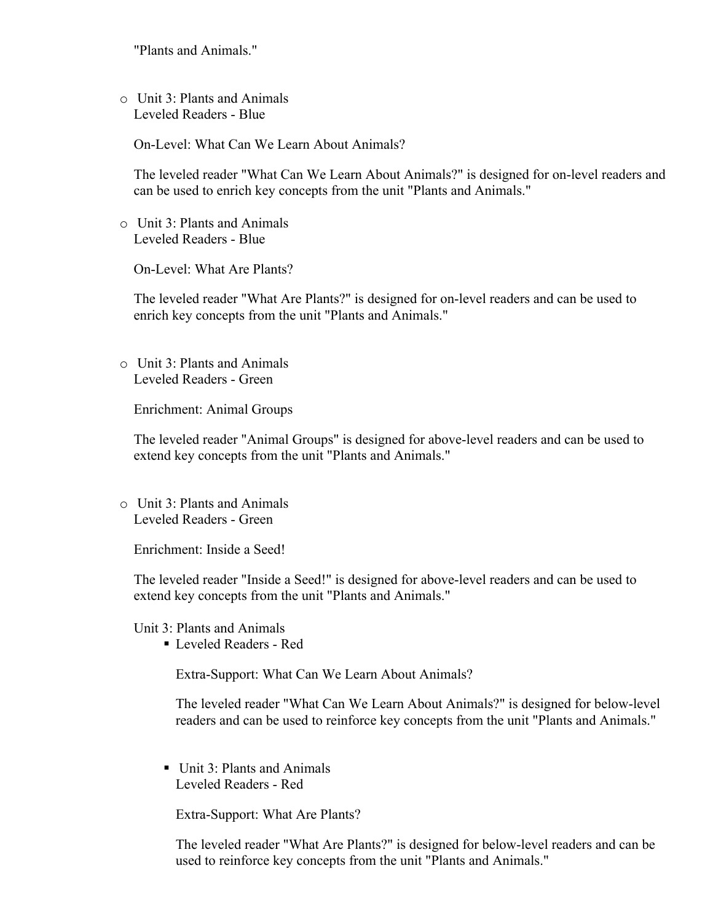"Plants and Animals."

- Unit 3: Plants and Animals
  Leveled Readers - Blue

  On-Level: What Can We Learn About Animals?

  The leveled reader "What Can We Learn About Animals?" is designed for on-level readers and can be used to enrich key concepts from the unit "Plants and Animals."

- Unit 3: Plants and Animals
  Leveled Readers - Blue

  On-Level: What Are Plants?

  The leveled reader "What Are Plants?" is designed for on-level readers and can be used to enrich key concepts from the unit "Plants and Animals."

- Unit 3: Plants and Animals
  Leveled Readers - Green

  Enrichment: Animal Groups

  The leveled reader "Animal Groups" is designed for above-level readers and can be used to extend key concepts from the unit "Plants and Animals."

- Unit 3: Plants and Animals
  Leveled Readers - Green

  Enrichment: Inside a Seed!

  The leveled reader "Inside a Seed!" is designed for above-level readers and can be used to extend key concepts from the unit "Plants and Animals."

  Unit 3: Plants and Animals
  - Leveled Readers - Red

    Extra-Support: What Can We Learn About Animals?

    The leveled reader "What Can We Learn About Animals?" is designed for below-level readers and can be used to reinforce key concepts from the unit "Plants and Animals."

  - Unit 3: Plants and Animals
    Leveled Readers - Red

    Extra-Support: What Are Plants?

    The leveled reader "What Are Plants?" is designed for below-level readers and can be used to reinforce key concepts from the unit "Plants and Animals."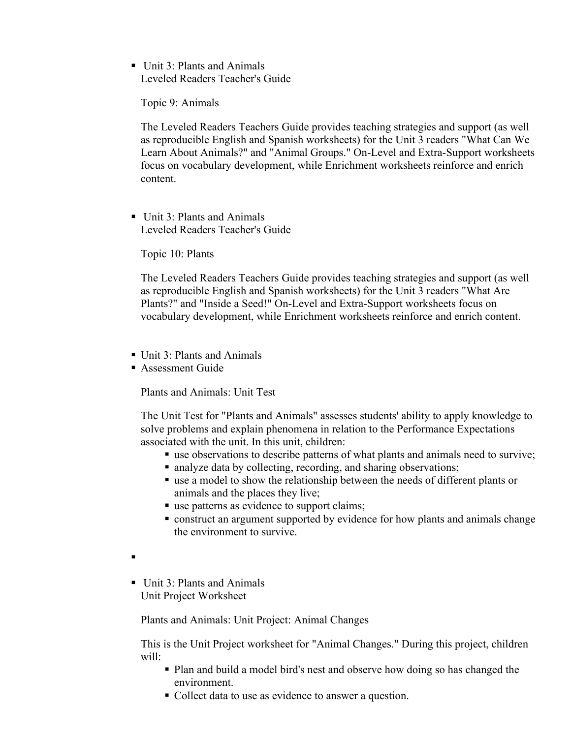- Unit 3: Plants and Animals
  Leveled Readers Teacher's Guide

  Topic 9: Animals

  The Leveled Readers Teachers Guide provides teaching strategies and support (as well as reproducible English and Spanish worksheets) for the Unit 3 readers "What Can We Learn About Animals?" and "Animal Groups." On-Level and Extra-Support worksheets focus on vocabulary development, while Enrichment worksheets reinforce and enrich content.

- Unit 3: Plants and Animals
  Leveled Readers Teacher's Guide

  Topic 10: Plants

  The Leveled Readers Teachers Guide provides teaching strategies and support (as well as reproducible English and Spanish worksheets) for the Unit 3 readers "What Are Plants?" and "Inside a Seed!" On-Level and Extra-Support worksheets focus on vocabulary development, while Enrichment worksheets reinforce and enrich content.

- Unit 3: Plants and Animals
- Assessment Guide

  Plants and Animals: Unit Test

  The Unit Test for "Plants and Animals" assesses students' ability to apply knowledge to solve problems and explain phenomena in relation to the Performance Expectations associated with the unit. In this unit, children:
    - use observations to describe patterns of what plants and animals need to survive;
    - analyze data by collecting, recording, and sharing observations;
    - use a model to show the relationship between the needs of different plants or animals and the places they live;
    - use patterns as evidence to support claims;
    - construct an argument supported by evidence for how plants and animals change the environment to survive.

- Unit 3: Plants and Animals
  Unit Project Worksheet

  Plants and Animals: Unit Project: Animal Changes

  This is the Unit Project worksheet for "Animal Changes." During this project, children will:
    - Plan and build a model bird's nest and observe how doing so has changed the environment.
    - Collect data to use as evidence to answer a question.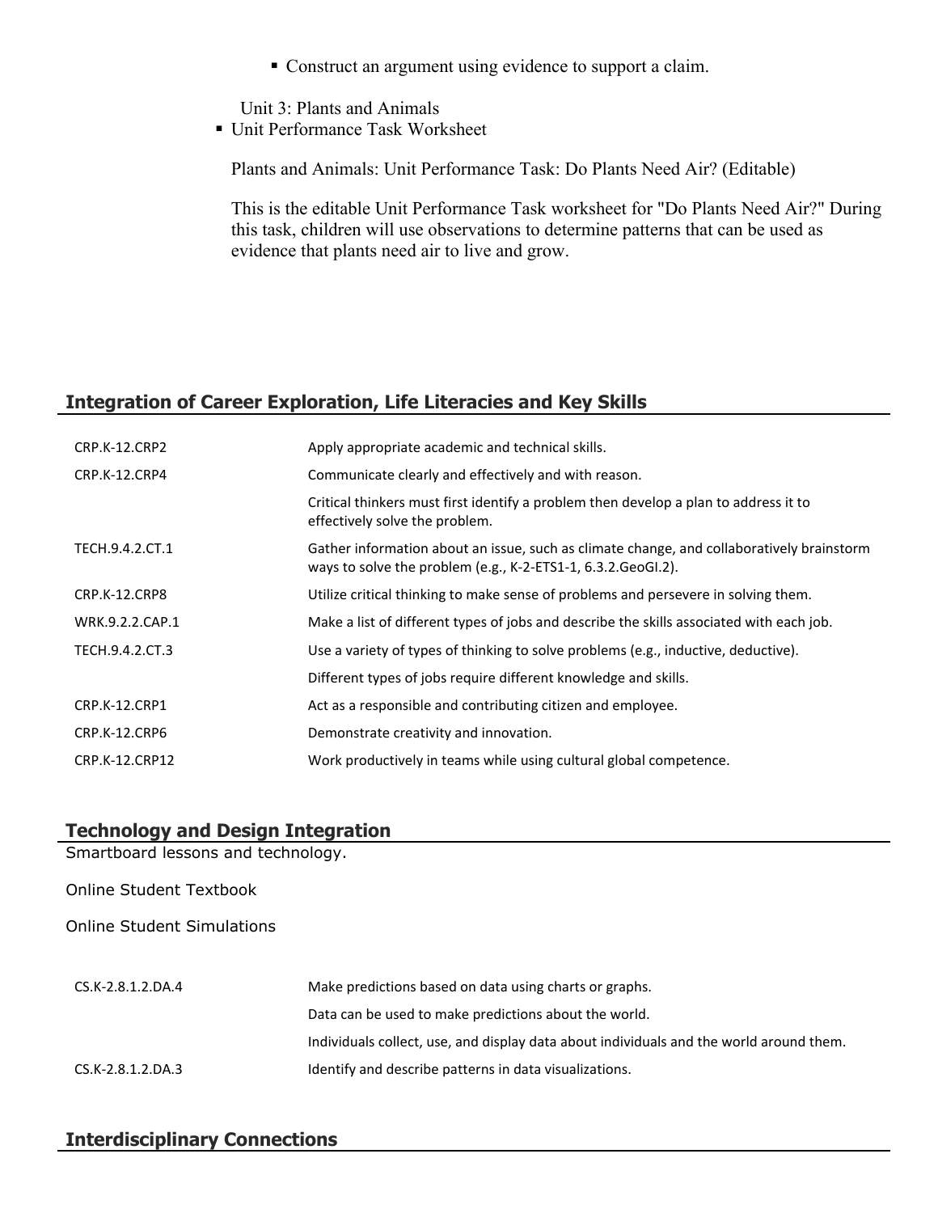- Construct an argument using evidence to support a claim.

Unit 3: Plants and Animals

- Unit Performance Task Worksheet

  Plants and Animals: Unit Performance Task: Do Plants Need Air? (Editable)

  This is the editable Unit Performance Task worksheet for "Do Plants Need Air?" During this task, children will use observations to determine patterns that can be used as evidence that plants need air to live and grow.

## Integration of Career Exploration, Life Literacies and Key Skills

| | |
|---|---|
| CRP.K-12.CRP2 | Apply appropriate academic and technical skills. |
| CRP.K-12.CRP4 | Communicate clearly and effectively and with reason. |
| | Critical thinkers must first identify a problem then develop a plan to address it to effectively solve the problem. |
| TECH.9.4.2.CT.1 | Gather information about an issue, such as climate change, and collaboratively brainstorm ways to solve the problem (e.g., K-2-ETS1-1, 6.3.2.GeoGI.2). |
| CRP.K-12.CRP8 | Utilize critical thinking to make sense of problems and persevere in solving them. |
| WRK.9.2.2.CAP.1 | Make a list of different types of jobs and describe the skills associated with each job. |
| TECH.9.4.2.CT.3 | Use a variety of types of thinking to solve problems (e.g., inductive, deductive). |
| | Different types of jobs require different knowledge and skills. |
| CRP.K-12.CRP1 | Act as a responsible and contributing citizen and employee. |
| CRP.K-12.CRP6 | Demonstrate creativity and innovation. |
| CRP.K-12.CRP12 | Work productively in teams while using cultural global competence. |

## Technology and Design Integration

Smartboard lessons and technology.

Online Student Textbook

Online Student Simulations

| | |
|---|---|
| CS.K-2.8.1.2.DA.4 | Make predictions based on data using charts or graphs. |
| | Data can be used to make predictions about the world. |
| | Individuals collect, use, and display data about individuals and the world around them. |
| CS.K-2.8.1.2.DA.3 | Identify and describe patterns in data visualizations. |

## Interdisciplinary Connections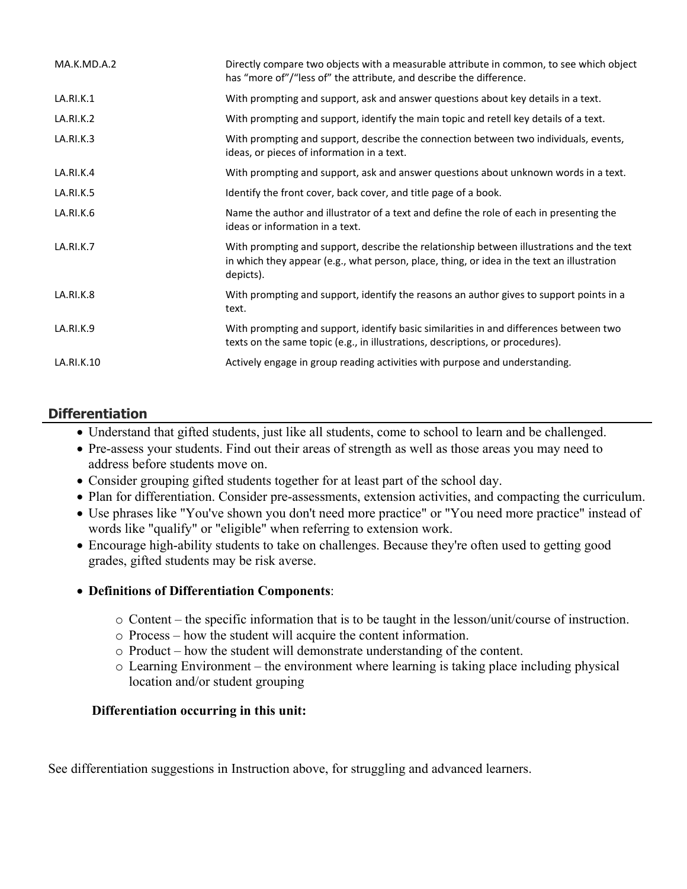| | |
|---|---|
| MA.K.MD.A.2 | Directly compare two objects with a measurable attribute in common, to see which object has "more of"/"less of" the attribute, and describe the difference. |
| LA.RI.K.1 | With prompting and support, ask and answer questions about key details in a text. |
| LA.RI.K.2 | With prompting and support, identify the main topic and retell key details of a text. |
| LA.RI.K.3 | With prompting and support, describe the connection between two individuals, events, ideas, or pieces of information in a text. |
| LA.RI.K.4 | With prompting and support, ask and answer questions about unknown words in a text. |
| LA.RI.K.5 | Identify the front cover, back cover, and title page of a book. |
| LA.RI.K.6 | Name the author and illustrator of a text and define the role of each in presenting the ideas or information in a text. |
| LA.RI.K.7 | With prompting and support, describe the relationship between illustrations and the text in which they appear (e.g., what person, place, thing, or idea in the text an illustration depicts). |
| LA.RI.K.8 | With prompting and support, identify the reasons an author gives to support points in a text. |
| LA.RI.K.9 | With prompting and support, identify basic similarities in and differences between two texts on the same topic (e.g., in illustrations, descriptions, or procedures). |
| LA.RI.K.10 | Actively engage in group reading activities with purpose and understanding. |

## Differentiation

- Understand that gifted students, just like all students, come to school to learn and be challenged.
- Pre-assess your students. Find out their areas of strength as well as those areas you may need to address before students move on.
- Consider grouping gifted students together for at least part of the school day.
- Plan for differentiation. Consider pre-assessments, extension activities, and compacting the curriculum.
- Use phrases like "You've shown you don't need more practice" or "You need more practice" instead of words like "qualify" or "eligible" when referring to extension work.
- Encourage high-ability students to take on challenges. Because they're often used to getting good grades, gifted students may be risk averse.
- **Definitions of Differentiation Components**:
  - Content – the specific information that is to be taught in the lesson/unit/course of instruction.
  - Process – how the student will acquire the content information.
  - Product – how the student will demonstrate understanding of the content.
  - Learning Environment – the environment where learning is taking place including physical location and/or student grouping

**Differentiation occurring in this unit:**

See differentiation suggestions in Instruction above, for struggling and advanced learners.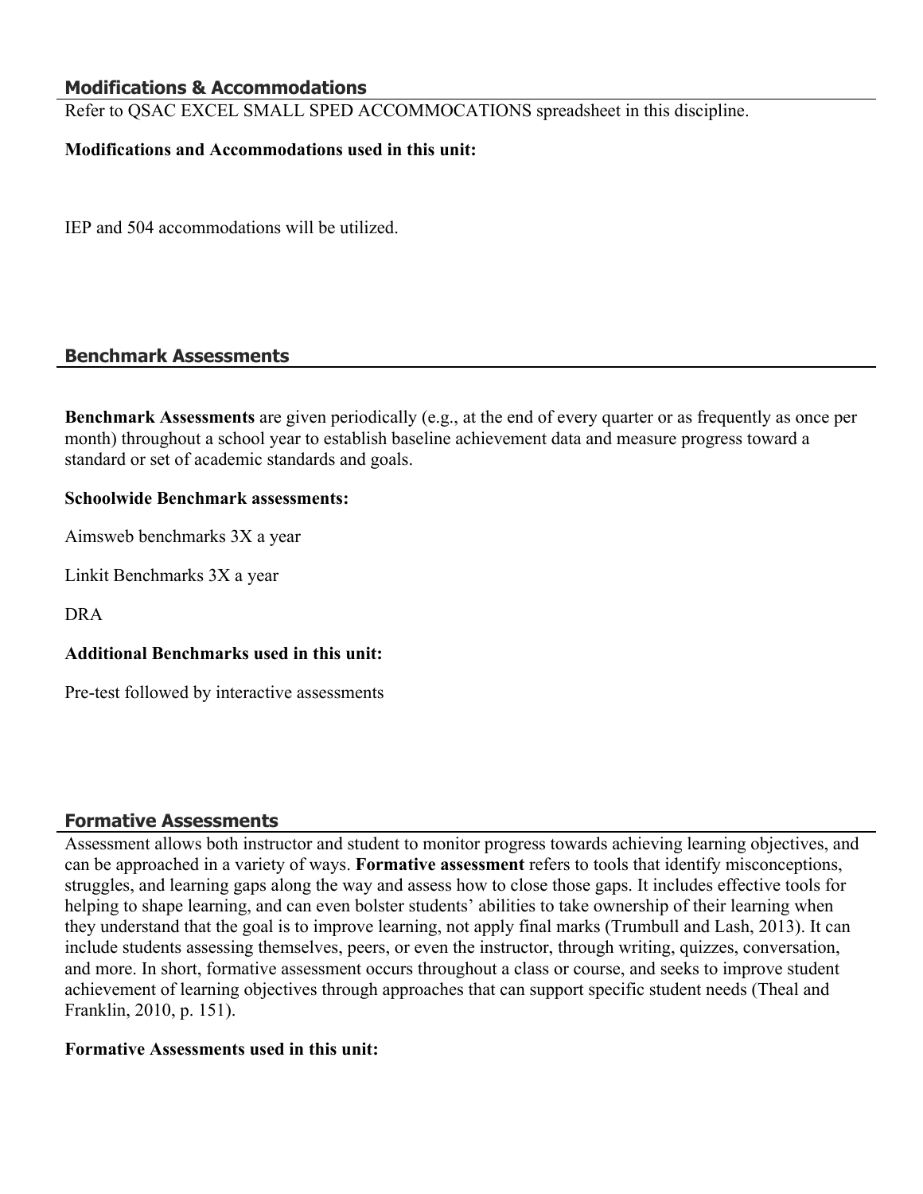## Modifications & Accommodations

Refer to QSAC EXCEL SMALL SPED ACCOMMOCATIONS spreadsheet in this discipline.

**Modifications and Accommodations used in this unit:**

IEP and 504 accommodations will be utilized.

## Benchmark Assessments

**Benchmark Assessments** are given periodically (e.g., at the end of every quarter or as frequently as once per month) throughout a school year to establish baseline achievement data and measure progress toward a standard or set of academic standards and goals.

**Schoolwide Benchmark assessments:**

Aimsweb benchmarks 3X a year

Linkit Benchmarks 3X a year

DRA

**Additional Benchmarks used in this unit:**

Pre-test followed by interactive assessments

## Formative Assessments

Assessment allows both instructor and student to monitor progress towards achieving learning objectives, and can be approached in a variety of ways. **Formative assessment** refers to tools that identify misconceptions, struggles, and learning gaps along the way and assess how to close those gaps. It includes effective tools for helping to shape learning, and can even bolster students' abilities to take ownership of their learning when they understand that the goal is to improve learning, not apply final marks (Trumbull and Lash, 2013). It can include students assessing themselves, peers, or even the instructor, through writing, quizzes, conversation, and more. In short, formative assessment occurs throughout a class or course, and seeks to improve student achievement of learning objectives through approaches that can support specific student needs (Theal and Franklin, 2010, p. 151).

**Formative Assessments used in this unit:**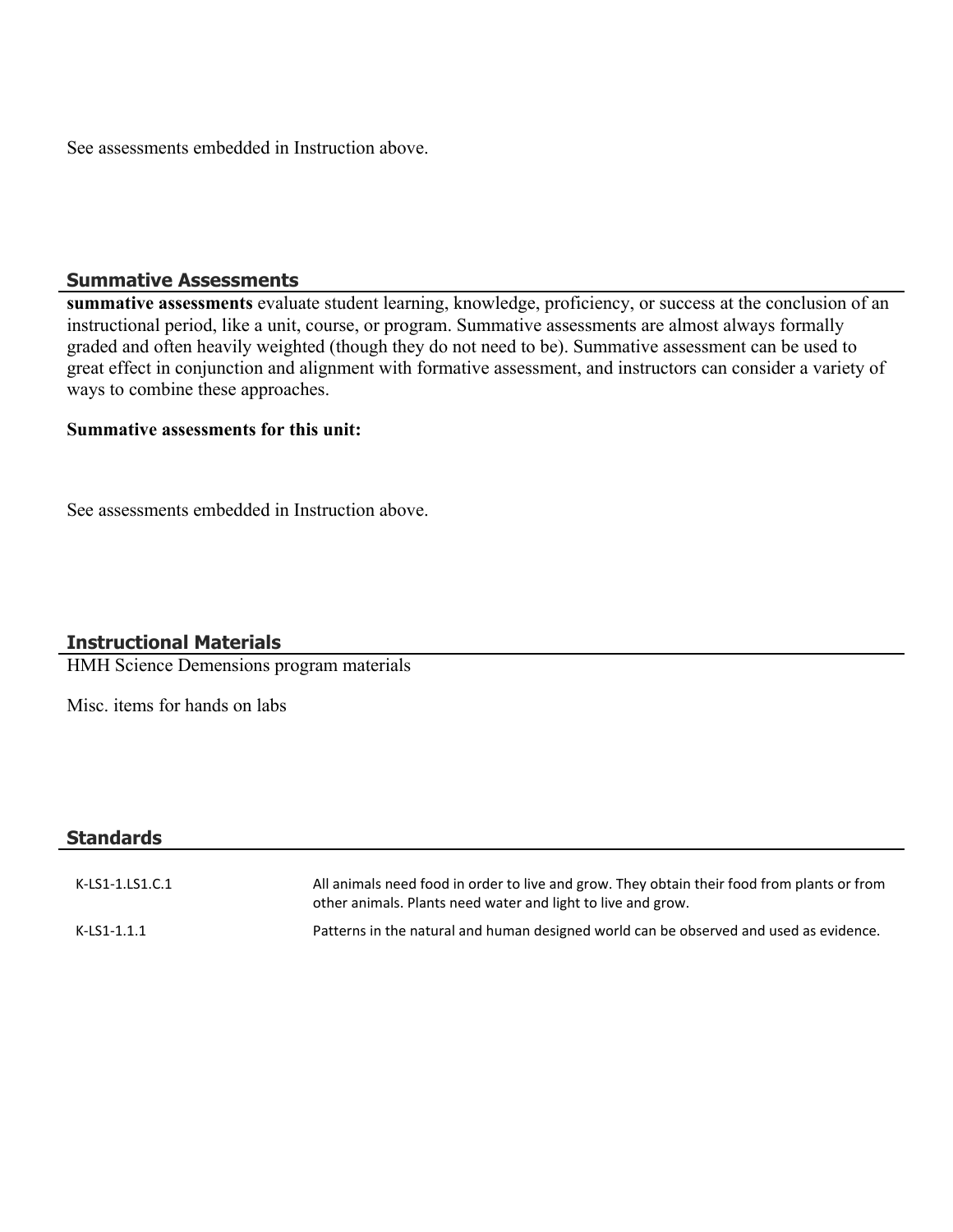See assessments embedded in Instruction above.

## Summative Assessments

**summative assessments** evaluate student learning, knowledge, proficiency, or success at the conclusion of an instructional period, like a unit, course, or program. Summative assessments are almost always formally graded and often heavily weighted (though they do not need to be). Summative assessment can be used to great effect in conjunction and alignment with formative assessment, and instructors can consider a variety of ways to combine these approaches.

**Summative assessments for this unit:**

See assessments embedded in Instruction above.

## Instructional Materials

HMH Science Demensions program materials

Misc. items for hands on labs

## Standards

| | |
|---|---|
| K-LS1-1.LS1.C.1 | All animals need food in order to live and grow. They obtain their food from plants or from other animals. Plants need water and light to live and grow. |
| K-LS1-1.1.1 | Patterns in the natural and human designed world can be observed and used as evidence. |